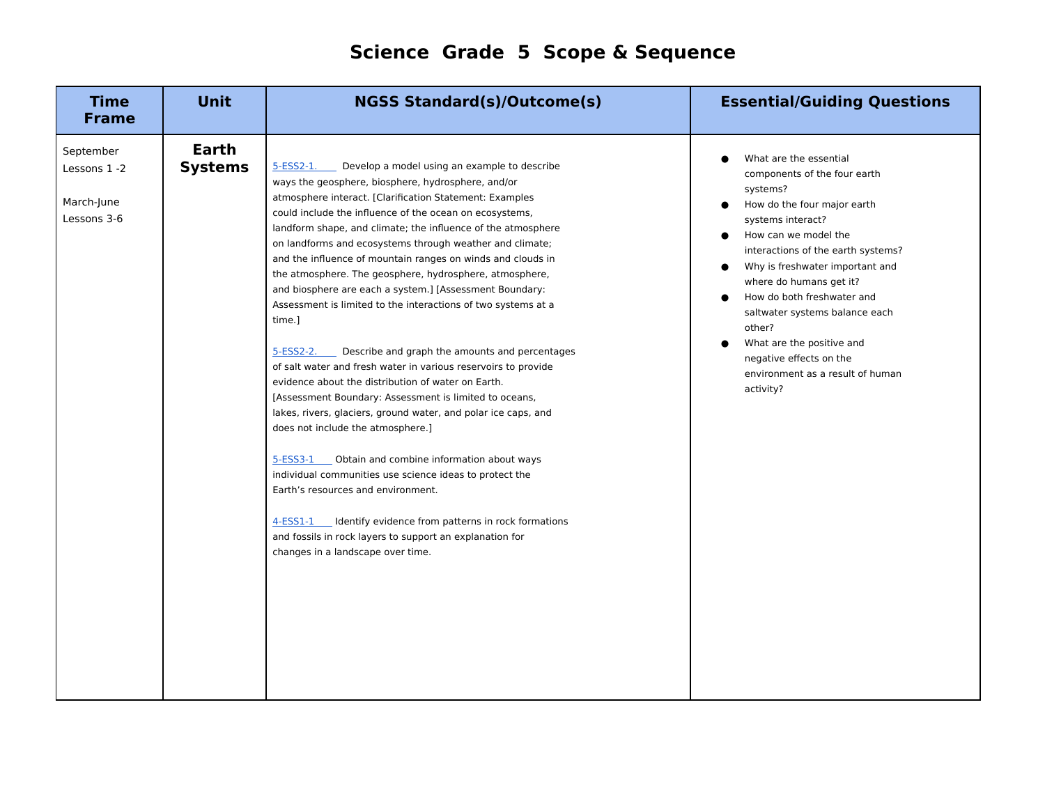# Science Grade 5 Scope & Sequence

| Time Frame | Unit | NGSS Standard(s)/Outcome(s) | Essential/Guiding Questions |
|---|---|---|---|
| September<br>Lessons 1 -2<br><br>March-June<br>Lessons 3-6 | **Earth Systems** | 5-ESS2-1. Develop a model using an example to describe ways the geosphere, biosphere, hydrosphere, and/or atmosphere interact. [Clarification Statement: Examples could include the influence of the ocean on ecosystems, landform shape, and climate; the influence of the atmosphere on landforms and ecosystems through weather and climate; and the influence of mountain ranges on winds and clouds in the atmosphere. The geosphere, hydrosphere, atmosphere, and biosphere are each a system.] [Assessment Boundary: Assessment is limited to the interactions of two systems at a time.]<br><br>5-ESS2-2. Describe and graph the amounts and percentages of salt water and fresh water in various reservoirs to provide evidence about the distribution of water on Earth. [Assessment Boundary: Assessment is limited to oceans, lakes, rivers, glaciers, ground water, and polar ice caps, and does not include the atmosphere.]<br><br>5-ESS3-1 Obtain and combine information about ways individual communities use science ideas to protect the Earth's resources and environment.<br><br>4-ESS1-1 Identify evidence from patterns in rock formations and fossils in rock layers to support an explanation for changes in a landscape over time. | • What are the essential components of the four earth systems?<br>• How do the four major earth systems interact?<br>• How can we model the interactions of the earth systems?<br>• Why is freshwater important and where do humans get it?<br>• How do both freshwater and saltwater systems balance each other?<br>• What are the positive and negative effects on the environment as a result of human activity? |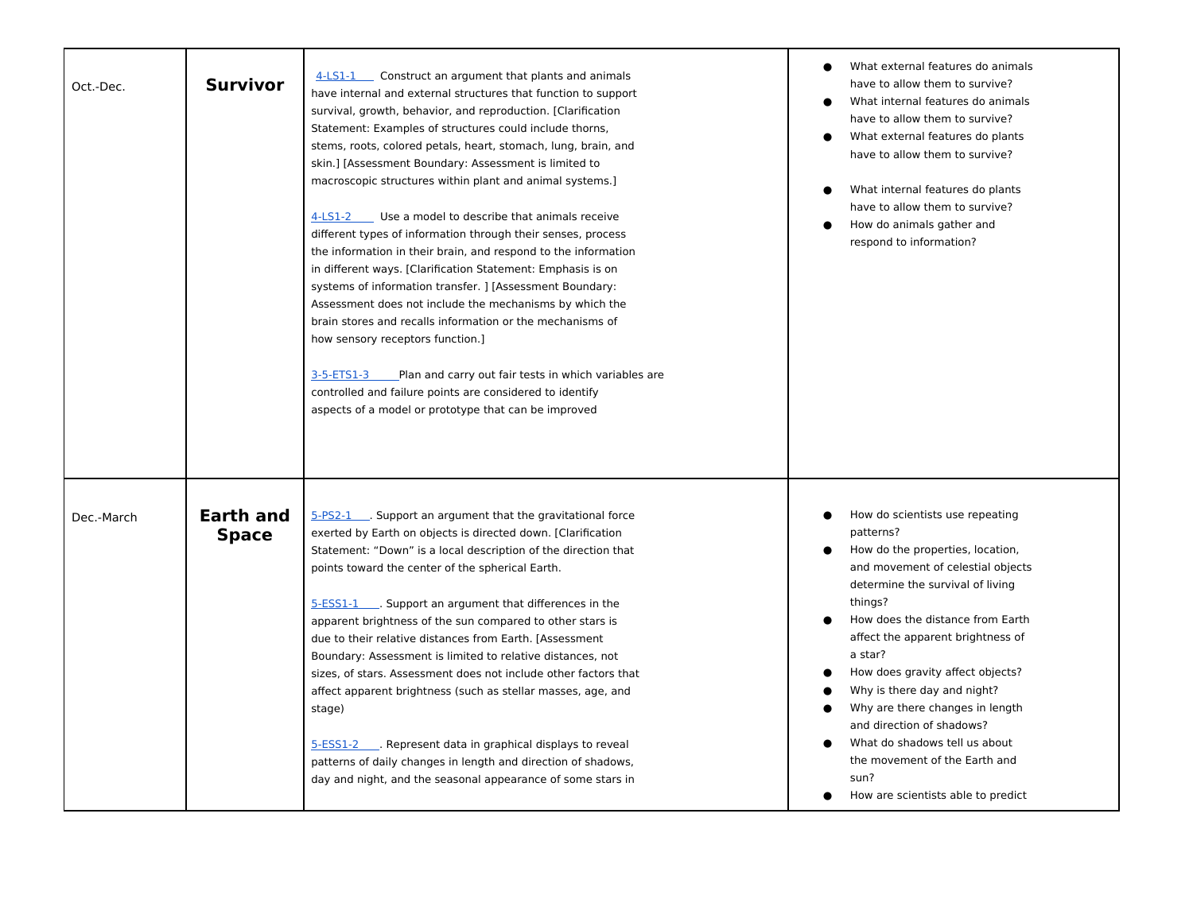| Oct.-Dec. | **Survivor** | 4-LS1-1 Construct an argument that plants and animals have internal and external structures that function to support survival, growth, behavior, and reproduction. [Clarification Statement: Examples of structures could include thorns, stems, roots, colored petals, heart, stomach, lung, brain, and skin.] [Assessment Boundary: Assessment is limited to macroscopic structures within plant and animal systems.]<br><br>4-LS1-2 Use a model to describe that animals receive different types of information through their senses, process the information in their brain, and respond to the information in different ways. [Clarification Statement: Emphasis is on systems of information transfer. ] [Assessment Boundary: Assessment does not include the mechanisms by which the brain stores and recalls information or the mechanisms of how sensory receptors function.]<br><br>3-5-ETS1-3 Plan and carry out fair tests in which variables are controlled and failure points are considered to identify aspects of a model or prototype that can be improved | • What external features do animals have to allow them to survive?<br>• What internal features do animals have to allow them to survive?<br>• What external features do plants have to allow them to survive?<br>• What internal features do plants have to allow them to survive?<br>• How do animals gather and respond to information? |
|---|---|---|---|
| Dec.-March | **Earth and Space** | 5-PS2-1 . Support an argument that the gravitational force exerted by Earth on objects is directed down. [Clarification Statement: “Down” is a local description of the direction that points toward the center of the spherical Earth.<br><br>5-ESS1-1 . Support an argument that differences in the apparent brightness of the sun compared to other stars is due to their relative distances from Earth. [Assessment Boundary: Assessment is limited to relative distances, not sizes, of stars. Assessment does not include other factors that affect apparent brightness (such as stellar masses, age, and stage)<br><br>5-ESS1-2 . Represent data in graphical displays to reveal patterns of daily changes in length and direction of shadows, day and night, and the seasonal appearance of some stars in | • How do scientists use repeating patterns?<br>• How do the properties, location, and movement of celestial objects determine the survival of living things?<br>• How does the distance from Earth affect the apparent brightness of a star?<br>• How does gravity affect objects?<br>• Why is there day and night?<br>• Why are there changes in length and direction of shadows?<br>• What do shadows tell us about the movement of the Earth and sun?<br>• How are scientists able to predict |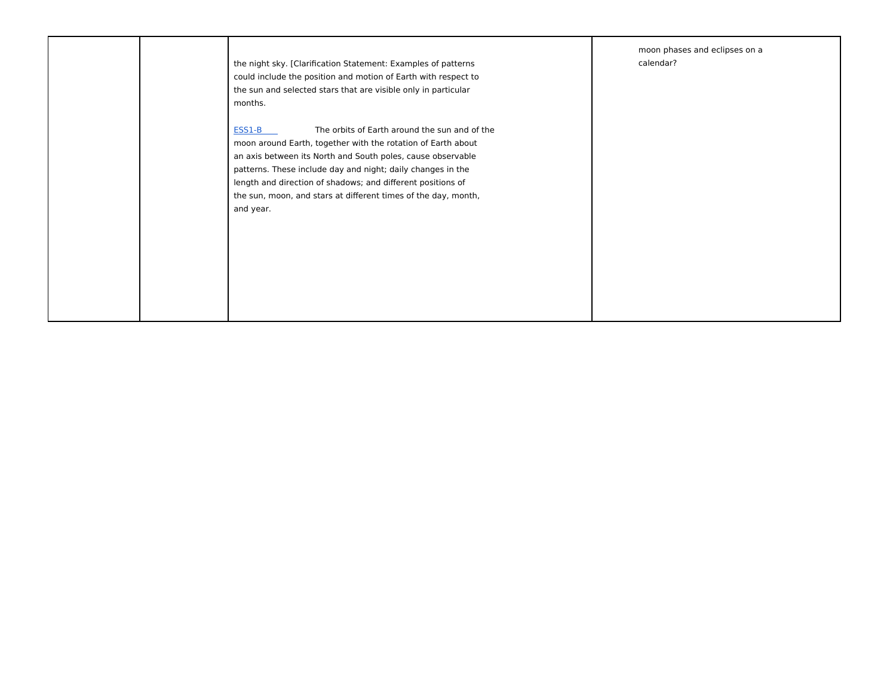| | | | |
|---|---|---|---|
| | | the night sky. [Clarification Statement: Examples of patterns could include the position and motion of Earth with respect to the sun and selected stars that are visible only in particular months.<br><br>ESS1-B The orbits of Earth around the sun and of the moon around Earth, together with the rotation of Earth about an axis between its North and South poles, cause observable patterns. These include day and night; daily changes in the length and direction of shadows; and different positions of the sun, moon, and stars at different times of the day, month, and year. | moon phases and eclipses on a calendar? |